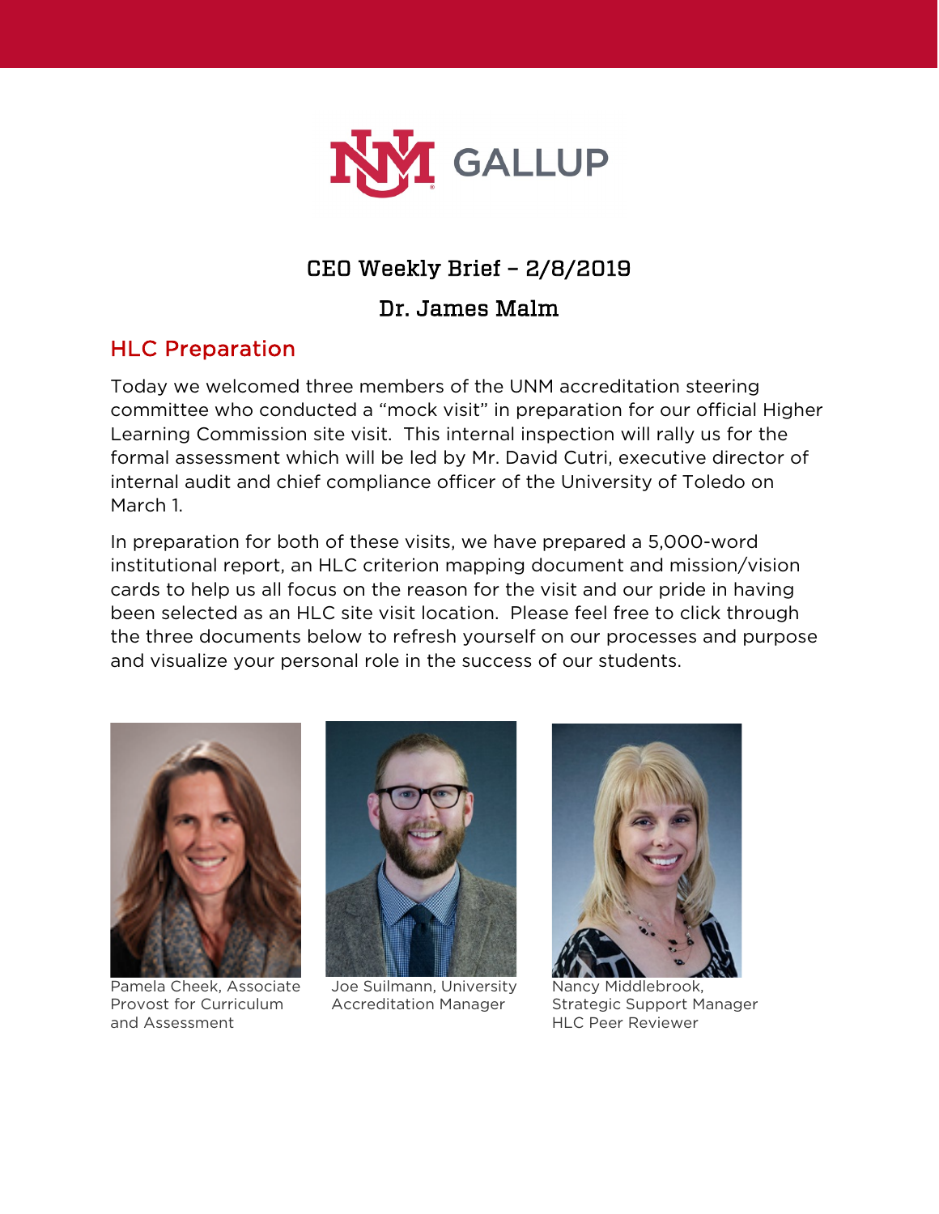# CEO Weekly Brief – 2/8/2019

## Dr. James Malm

## HLC Preparation

Today we welcomed three members of the UNM accreditation steering committee who conducted a "mock visit" in preparation for our official Higher Learning Commission site visit. This internal inspection will rally us for the formal assessment which will be led by Mr. David Cutri, executive director of internal audit and chief compliance officer of the University of Toledo on March 1.

In preparation for both of these visits, we have prepared a 5,000-word institutional report, an HLC criterion mapping document and mission/vision cards to help us all focus on the reason for the visit and our pride in having been selected as an HLC site visit location. Please feel free to click through the three documents below to refresh yourself on our processes and purpose and visualize your personal role in the success of our students.

Pamela Cheek, Associate Provost for Curriculum and Assessment

Joe Suilmann, University Accreditation Manager

Nancy Middlebrook, Strategic Support Manager HLC Peer Reviewer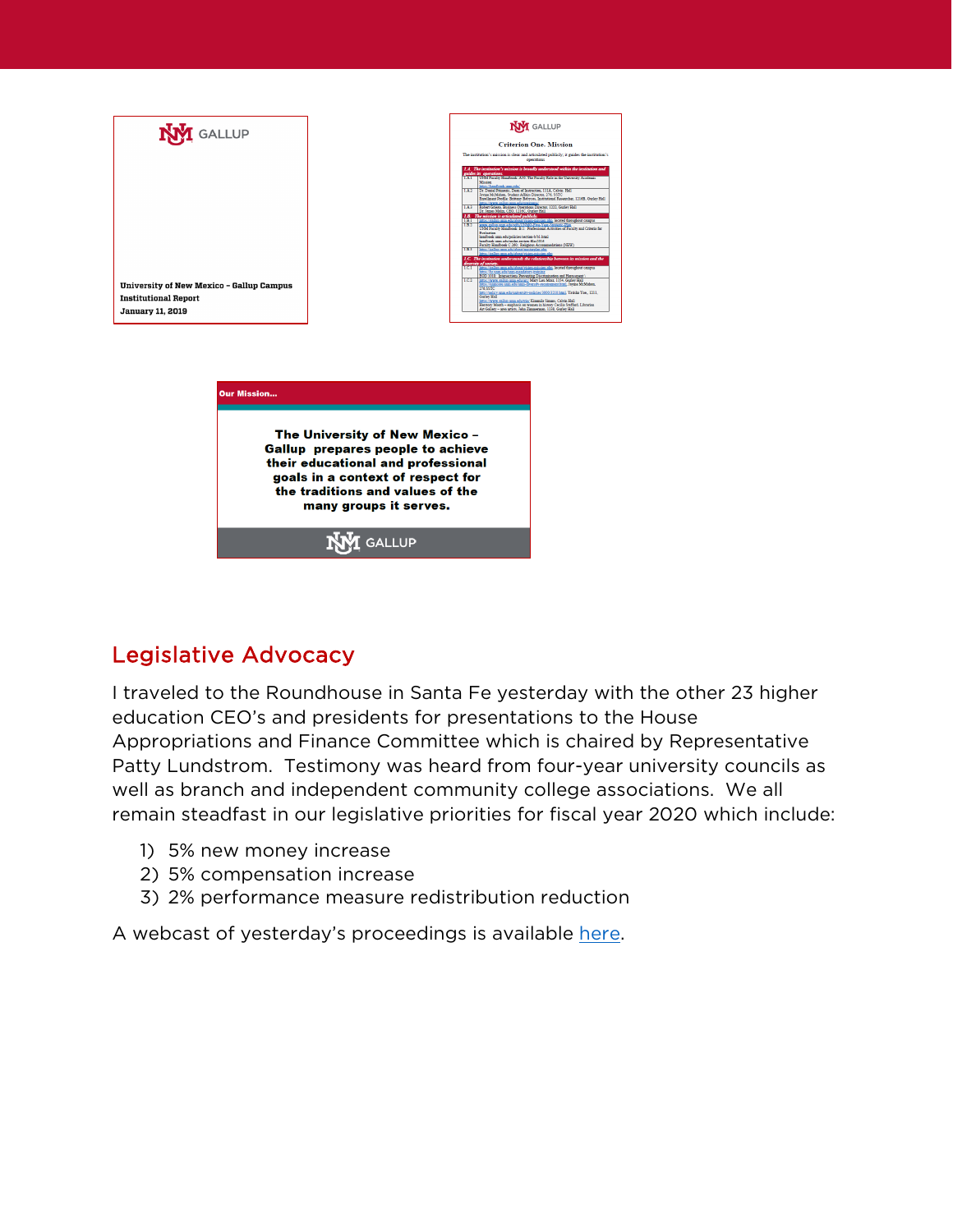University of New Mexico – Gallup Campus
Institutional Report
January 11, 2019

Criterion One. Mission

Our Mission...

The University of New Mexico – Gallup prepares people to achieve their educational and professional goals in a context of respect for the traditions and values of the many groups it serves.

## Legislative Advocacy

I traveled to the Roundhouse in Santa Fe yesterday with the other 23 higher education CEO's and presidents for presentations to the House Appropriations and Finance Committee which is chaired by Representative Patty Lundstrom. Testimony was heard from four-year university councils as well as branch and independent community college associations. We all remain steadfast in our legislative priorities for fiscal year 2020 which include:

1) 5% new money increase
2) 5% compensation increase
3) 2% performance measure redistribution reduction

A webcast of yesterday's proceedings is available here.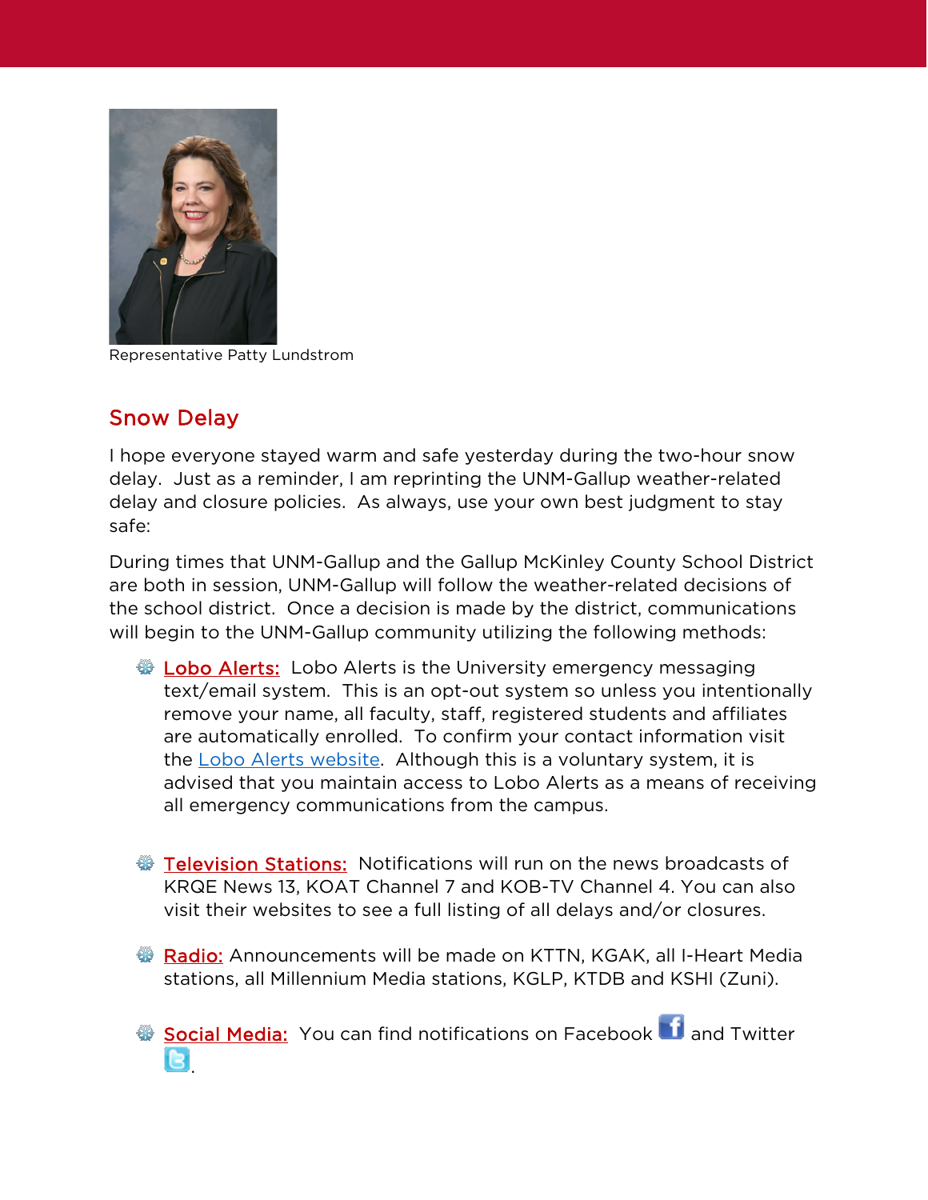Representative Patty Lundstrom

## Snow Delay

I hope everyone stayed warm and safe yesterday during the two-hour snow delay. Just as a reminder, I am reprinting the UNM-Gallup weather-related delay and closure policies. As always, use your own best judgment to stay safe:

During times that UNM-Gallup and the Gallup McKinley County School District are both in session, UNM-Gallup will follow the weather-related decisions of the school district. Once a decision is made by the district, communications will begin to the UNM-Gallup community utilizing the following methods:

- **Lobo Alerts:** Lobo Alerts is the University emergency messaging text/email system. This is an opt-out system so unless you intentionally remove your name, all faculty, staff, registered students and affiliates are automatically enrolled. To confirm your contact information visit the Lobo Alerts website. Although this is a voluntary system, it is advised that you maintain access to Lobo Alerts as a means of receiving all emergency communications from the campus.

- **Television Stations:** Notifications will run on the news broadcasts of KRQE News 13, KOAT Channel 7 and KOB-TV Channel 4. You can also visit their websites to see a full listing of all delays and/or closures.

- **Radio:** Announcements will be made on KTTN, KGAK, all I-Heart Media stations, all Millennium Media stations, KGLP, KTDB and KSHI (Zuni).

- **Social Media:** You can find notifications on Facebook and Twitter.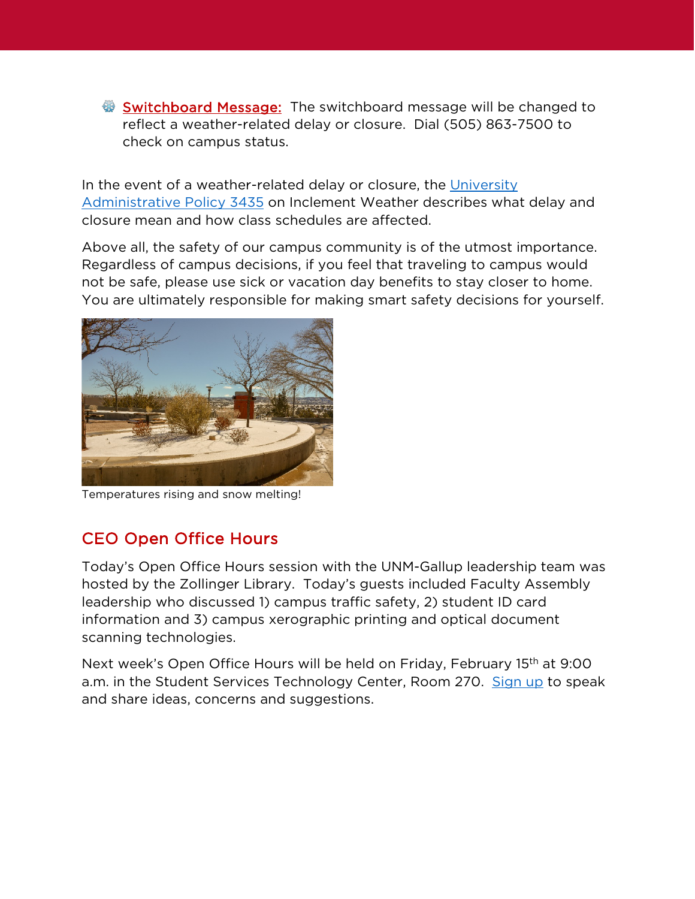- **Switchboard Message:** The switchboard message will be changed to reflect a weather-related delay or closure. Dial (505) 863-7500 to check on campus status.

In the event of a weather-related delay or closure, the University Administrative Policy 3435 on Inclement Weather describes what delay and closure mean and how class schedules are affected.

Above all, the safety of our campus community is of the utmost importance. Regardless of campus decisions, if you feel that traveling to campus would not be safe, please use sick or vacation day benefits to stay closer to home. You are ultimately responsible for making smart safety decisions for yourself.

Temperatures rising and snow melting!

## CEO Open Office Hours

Today's Open Office Hours session with the UNM-Gallup leadership team was hosted by the Zollinger Library. Today's guests included Faculty Assembly leadership who discussed 1) campus traffic safety, 2) student ID card information and 3) campus xerographic printing and optical document scanning technologies.

Next week's Open Office Hours will be held on Friday, February 15th at 9:00 a.m. in the Student Services Technology Center, Room 270. Sign up to speak and share ideas, concerns and suggestions.